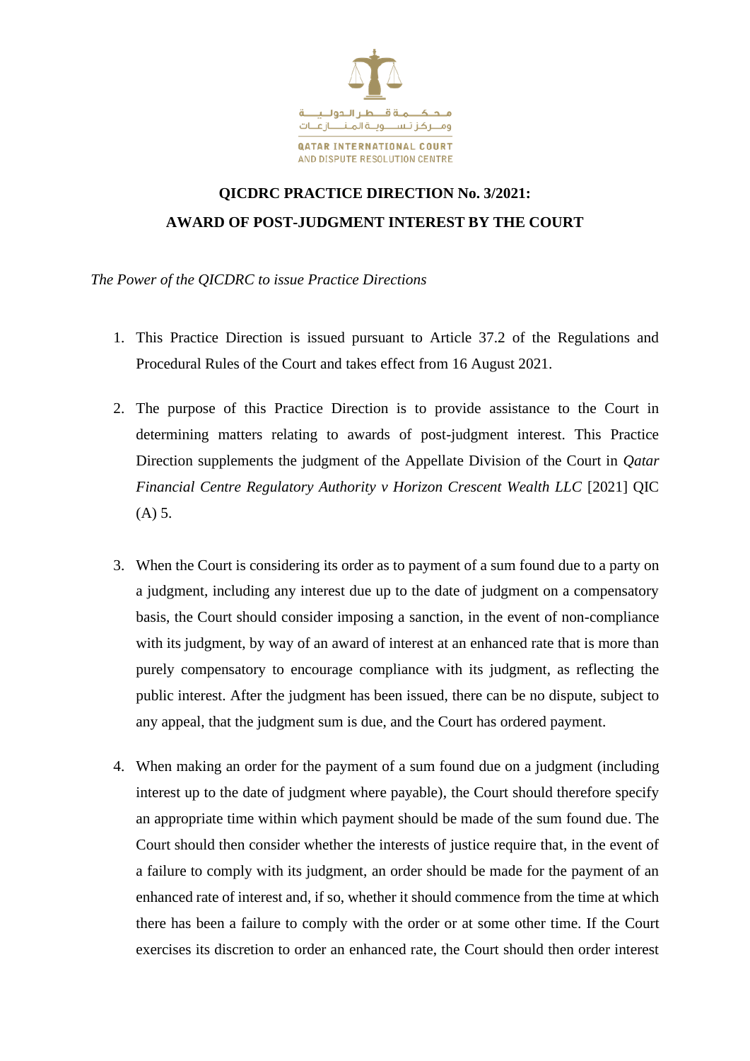محكمة قطر الدولية ومركز تسوية المنازعات

QATAR INTERNATIONAL COURT AND DISPUTE RESOLUTION CENTRE

# QICDRC PRACTICE DIRECTION No. 3/2021: AWARD OF POST-JUDGMENT INTEREST BY THE COURT

*The Power of the QICDRC to issue Practice Directions*

1. This Practice Direction is issued pursuant to Article 37.2 of the Regulations and Procedural Rules of the Court and takes effect from 16 August 2021.

2. The purpose of this Practice Direction is to provide assistance to the Court in determining matters relating to awards of post-judgment interest. This Practice Direction supplements the judgment of the Appellate Division of the Court in *Qatar Financial Centre Regulatory Authority v Horizon Crescent Wealth LLC* [2021] QIC (A) 5.

3. When the Court is considering its order as to payment of a sum found due to a party on a judgment, including any interest due up to the date of judgment on a compensatory basis, the Court should consider imposing a sanction, in the event of non-compliance with its judgment, by way of an award of interest at an enhanced rate that is more than purely compensatory to encourage compliance with its judgment, as reflecting the public interest. After the judgment has been issued, there can be no dispute, subject to any appeal, that the judgment sum is due, and the Court has ordered payment.

4. When making an order for the payment of a sum found due on a judgment (including interest up to the date of judgment where payable), the Court should therefore specify an appropriate time within which payment should be made of the sum found due. The Court should then consider whether the interests of justice require that, in the event of a failure to comply with its judgment, an order should be made for the payment of an enhanced rate of interest and, if so, whether it should commence from the time at which there has been a failure to comply with the order or at some other time. If the Court exercises its discretion to order an enhanced rate, the Court should then order interest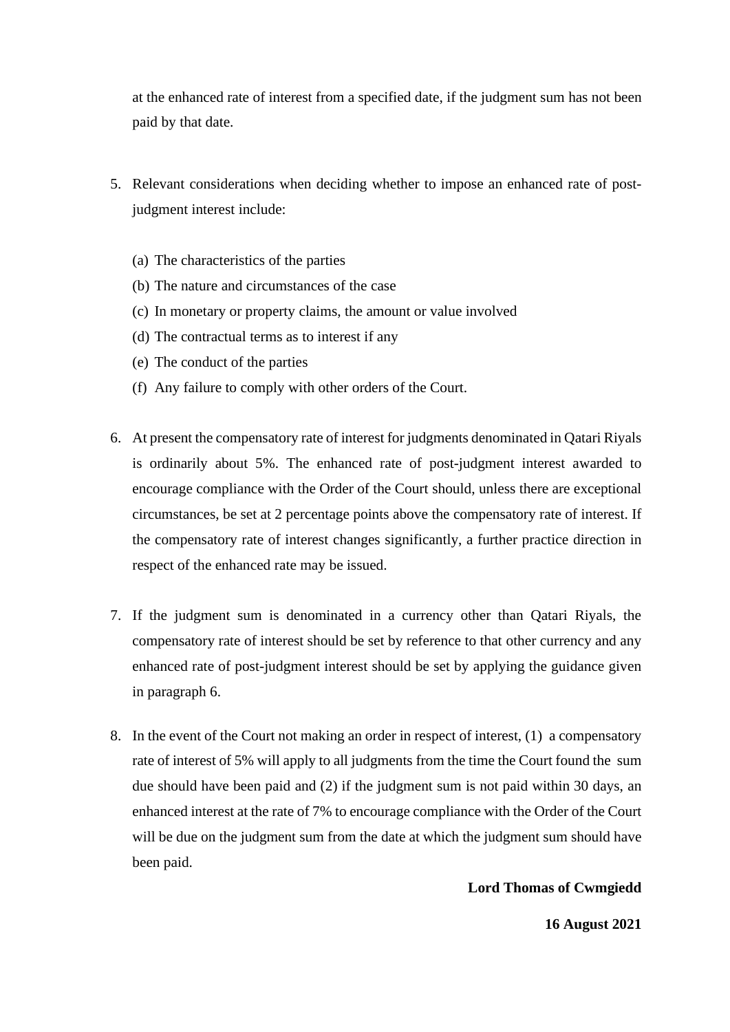at the enhanced rate of interest from a specified date, if the judgment sum has not been paid by that date.

5. Relevant considerations when deciding whether to impose an enhanced rate of post-judgment interest include:

   (a) The characteristics of the parties
   (b) The nature and circumstances of the case
   (c) In monetary or property claims, the amount or value involved
   (d) The contractual terms as to interest if any
   (e) The conduct of the parties
   (f) Any failure to comply with other orders of the Court.

6. At present the compensatory rate of interest for judgments denominated in Qatari Riyals is ordinarily about 5%. The enhanced rate of post-judgment interest awarded to encourage compliance with the Order of the Court should, unless there are exceptional circumstances, be set at 2 percentage points above the compensatory rate of interest. If the compensatory rate of interest changes significantly, a further practice direction in respect of the enhanced rate may be issued.

7. If the judgment sum is denominated in a currency other than Qatari Riyals, the compensatory rate of interest should be set by reference to that other currency and any enhanced rate of post-judgment interest should be set by applying the guidance given in paragraph 6.

8. In the event of the Court not making an order in respect of interest, (1) a compensatory rate of interest of 5% will apply to all judgments from the time the Court found the sum due should have been paid and (2) if the judgment sum is not paid within 30 days, an enhanced interest at the rate of 7% to encourage compliance with the Order of the Court will be due on the judgment sum from the date at which the judgment sum should have been paid.

**Lord Thomas of Cwmgiedd**

**16 August 2021**